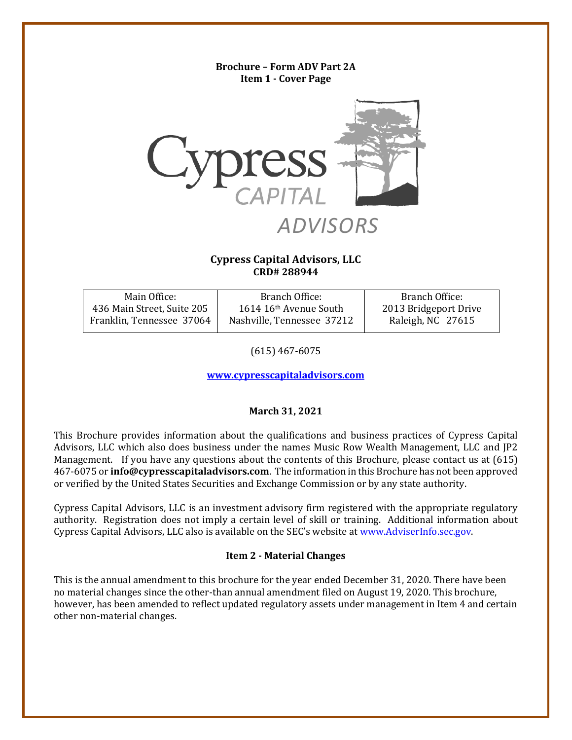**Brochure – Form ADV Part 2A**
**Item 1 - Cover Page**

**Cypress Capital Advisors, LLC**
**CRD# 288944**

| Main Office: | Branch Office: | Branch Office: |
|---|---|---|
| 436 Main Street, Suite 205 | 1614 16th Avenue South | 2013 Bridgeport Drive |
| Franklin, Tennessee 37064 | Nashville, Tennessee 37212 | Raleigh, NC 27615 |

(615) 467-6075

www.cypresscapitaladvisors.com

**March 31, 2021**

This Brochure provides information about the qualifications and business practices of Cypress Capital Advisors, LLC which also does business under the names Music Row Wealth Management, LLC and JP2 Management. If you have any questions about the contents of this Brochure, please contact us at (615) 467-6075 or **info@cypresscapitaladvisors.com**. The information in this Brochure has not been approved or verified by the United States Securities and Exchange Commission or by any state authority.

Cypress Capital Advisors, LLC is an investment advisory firm registered with the appropriate regulatory authority. Registration does not imply a certain level of skill or training. Additional information about Cypress Capital Advisors, LLC also is available on the SEC's website at www.AdviserInfo.sec.gov.

## Item 2 - Material Changes

This is the annual amendment to this brochure for the year ended December 31, 2020. There have been no material changes since the other-than annual amendment filed on August 19, 2020. This brochure, however, has been amended to reflect updated regulatory assets under management in Item 4 and certain other non-material changes.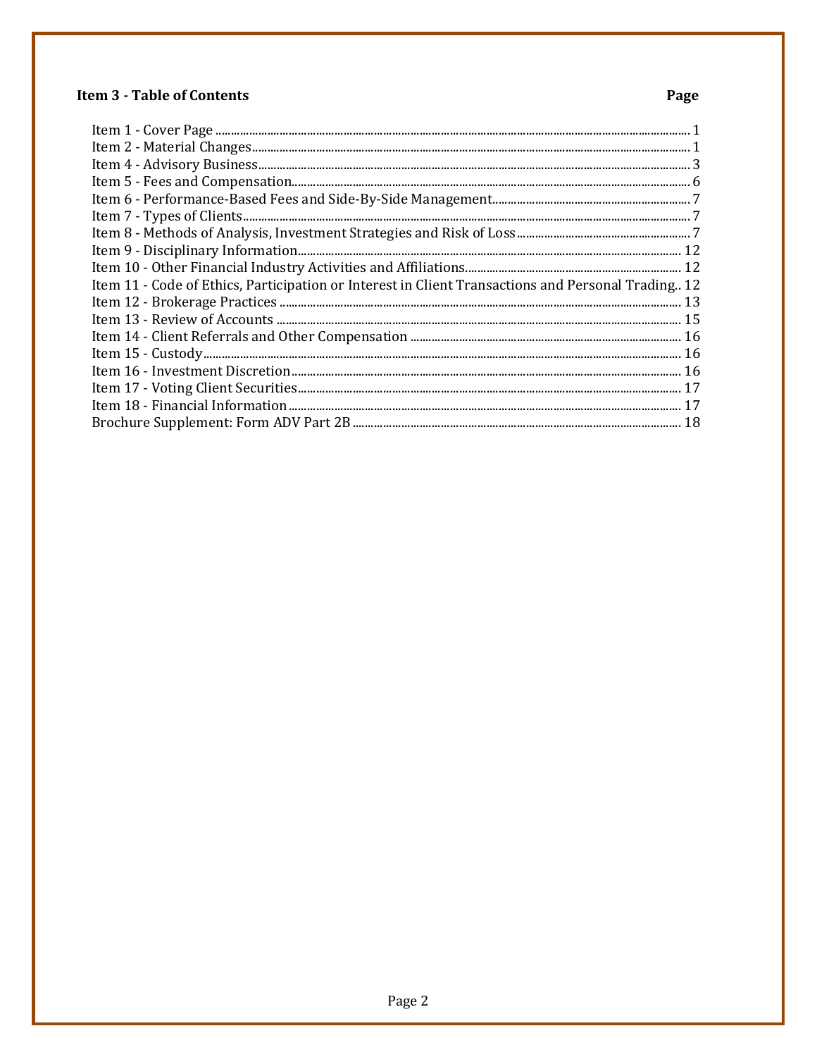## Item 3 - Table of Contents

| | Page |
|---|---|
| Item 1 - Cover Page | 1 |
| Item 2 - Material Changes | 1 |
| Item 4 - Advisory Business | 3 |
| Item 5 - Fees and Compensation | 6 |
| Item 6 - Performance-Based Fees and Side-By-Side Management | 7 |
| Item 7 - Types of Clients | 7 |
| Item 8 - Methods of Analysis, Investment Strategies and Risk of Loss | 7 |
| Item 9 - Disciplinary Information | 12 |
| Item 10 - Other Financial Industry Activities and Affiliations | 12 |
| Item 11 - Code of Ethics, Participation or Interest in Client Transactions and Personal Trading | 12 |
| Item 12 - Brokerage Practices | 13 |
| Item 13 - Review of Accounts | 15 |
| Item 14 - Client Referrals and Other Compensation | 16 |
| Item 15 - Custody | 16 |
| Item 16 - Investment Discretion | 16 |
| Item 17 - Voting Client Securities | 17 |
| Item 18 - Financial Information | 17 |
| Brochure Supplement: Form ADV Part 2B | 18 |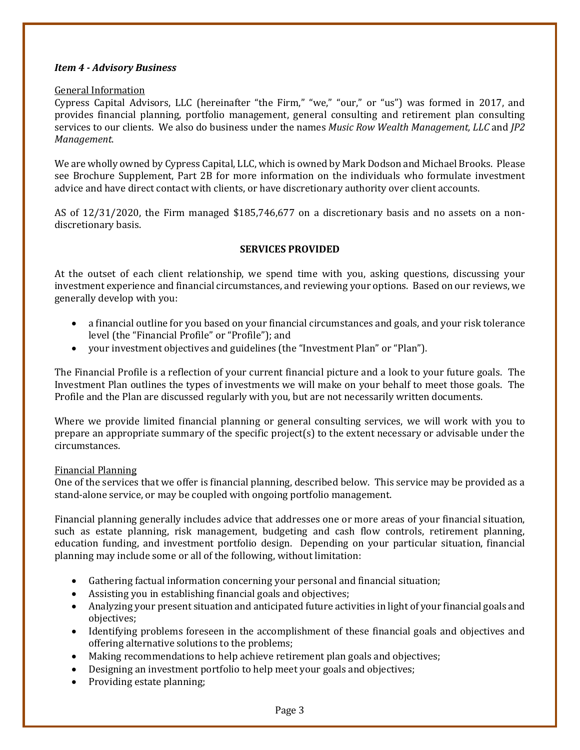### *Item 4 - Advisory Business*

General Information

Cypress Capital Advisors, LLC (hereinafter "the Firm," "we," "our," or "us") was formed in 2017, and provides financial planning, portfolio management, general consulting and retirement plan consulting services to our clients. We also do business under the names *Music Row Wealth Management, LLC* and *JP2 Management*.

We are wholly owned by Cypress Capital, LLC, which is owned by Mark Dodson and Michael Brooks. Please see Brochure Supplement, Part 2B for more information on the individuals who formulate investment advice and have direct contact with clients, or have discretionary authority over client accounts.

AS of 12/31/2020, the Firm managed $185,746,677 on a discretionary basis and no assets on a non-discretionary basis.

**SERVICES PROVIDED**

At the outset of each client relationship, we spend time with you, asking questions, discussing your investment experience and financial circumstances, and reviewing your options. Based on our reviews, we generally develop with you:

- a financial outline for you based on your financial circumstances and goals, and your risk tolerance level (the "Financial Profile" or "Profile"); and
- your investment objectives and guidelines (the "Investment Plan" or "Plan").

The Financial Profile is a reflection of your current financial picture and a look to your future goals. The Investment Plan outlines the types of investments we will make on your behalf to meet those goals. The Profile and the Plan are discussed regularly with you, but are not necessarily written documents.

Where we provide limited financial planning or general consulting services, we will work with you to prepare an appropriate summary of the specific project(s) to the extent necessary or advisable under the circumstances.

Financial Planning

One of the services that we offer is financial planning, described below. This service may be provided as a stand-alone service, or may be coupled with ongoing portfolio management.

Financial planning generally includes advice that addresses one or more areas of your financial situation, such as estate planning, risk management, budgeting and cash flow controls, retirement planning, education funding, and investment portfolio design. Depending on your particular situation, financial planning may include some or all of the following, without limitation:

- Gathering factual information concerning your personal and financial situation;
- Assisting you in establishing financial goals and objectives;
- Analyzing your present situation and anticipated future activities in light of your financial goals and objectives;
- Identifying problems foreseen in the accomplishment of these financial goals and objectives and offering alternative solutions to the problems;
- Making recommendations to help achieve retirement plan goals and objectives;
- Designing an investment portfolio to help meet your goals and objectives;
- Providing estate planning;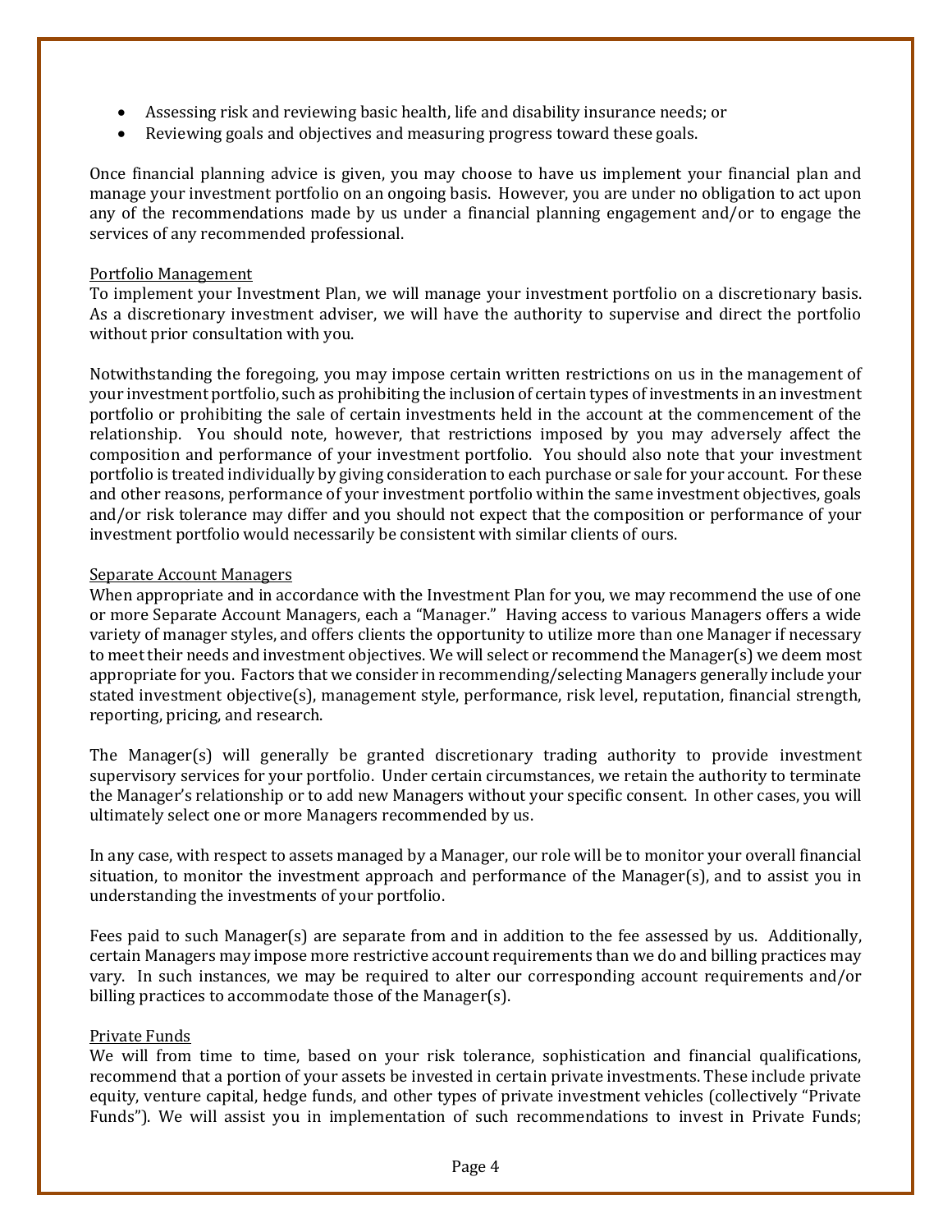- Assessing risk and reviewing basic health, life and disability insurance needs; or
- Reviewing goals and objectives and measuring progress toward these goals.

Once financial planning advice is given, you may choose to have us implement your financial plan and manage your investment portfolio on an ongoing basis. However, you are under no obligation to act upon any of the recommendations made by us under a financial planning engagement and/or to engage the services of any recommended professional.

### Portfolio Management

To implement your Investment Plan, we will manage your investment portfolio on a discretionary basis. As a discretionary investment adviser, we will have the authority to supervise and direct the portfolio without prior consultation with you.

Notwithstanding the foregoing, you may impose certain written restrictions on us in the management of your investment portfolio, such as prohibiting the inclusion of certain types of investments in an investment portfolio or prohibiting the sale of certain investments held in the account at the commencement of the relationship. You should note, however, that restrictions imposed by you may adversely affect the composition and performance of your investment portfolio. You should also note that your investment portfolio is treated individually by giving consideration to each purchase or sale for your account. For these and other reasons, performance of your investment portfolio within the same investment objectives, goals and/or risk tolerance may differ and you should not expect that the composition or performance of your investment portfolio would necessarily be consistent with similar clients of ours.

### Separate Account Managers

When appropriate and in accordance with the Investment Plan for you, we may recommend the use of one or more Separate Account Managers, each a "Manager." Having access to various Managers offers a wide variety of manager styles, and offers clients the opportunity to utilize more than one Manager if necessary to meet their needs and investment objectives. We will select or recommend the Manager(s) we deem most appropriate for you. Factors that we consider in recommending/selecting Managers generally include your stated investment objective(s), management style, performance, risk level, reputation, financial strength, reporting, pricing, and research.

The Manager(s) will generally be granted discretionary trading authority to provide investment supervisory services for your portfolio. Under certain circumstances, we retain the authority to terminate the Manager's relationship or to add new Managers without your specific consent. In other cases, you will ultimately select one or more Managers recommended by us.

In any case, with respect to assets managed by a Manager, our role will be to monitor your overall financial situation, to monitor the investment approach and performance of the Manager(s), and to assist you in understanding the investments of your portfolio.

Fees paid to such Manager(s) are separate from and in addition to the fee assessed by us. Additionally, certain Managers may impose more restrictive account requirements than we do and billing practices may vary. In such instances, we may be required to alter our corresponding account requirements and/or billing practices to accommodate those of the Manager(s).

### Private Funds

We will from time to time, based on your risk tolerance, sophistication and financial qualifications, recommend that a portion of your assets be invested in certain private investments. These include private equity, venture capital, hedge funds, and other types of private investment vehicles (collectively "Private Funds"). We will assist you in implementation of such recommendations to invest in Private Funds;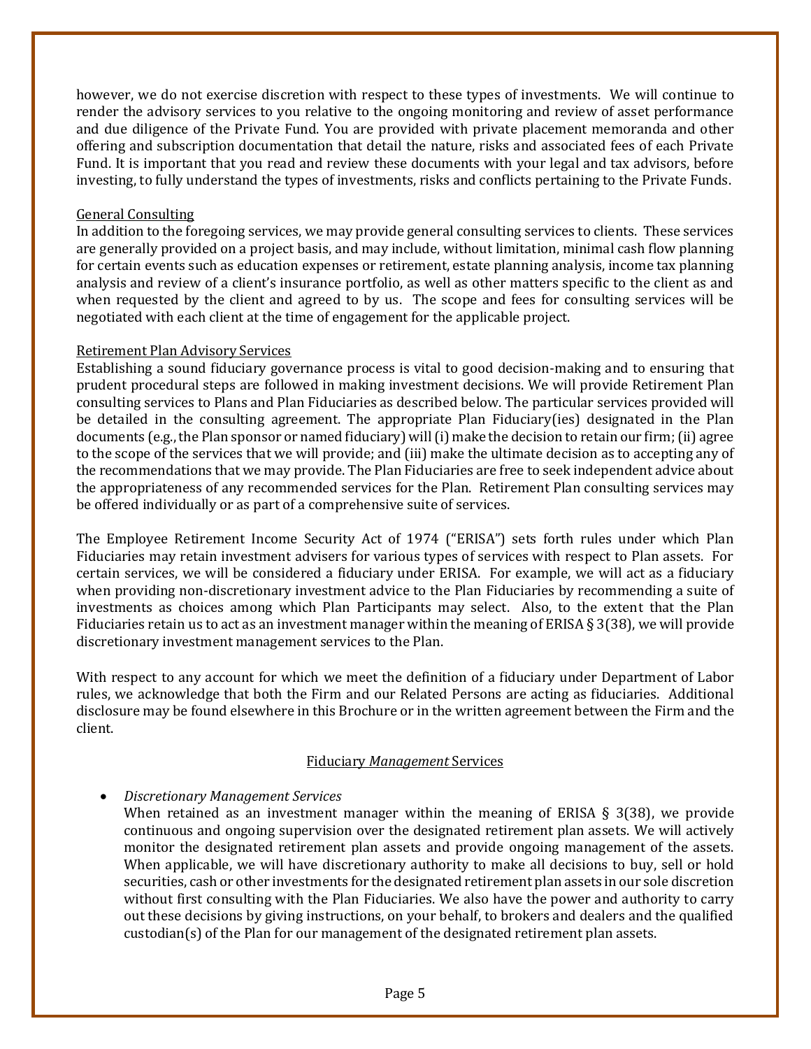however, we do not exercise discretion with respect to these types of investments. We will continue to render the advisory services to you relative to the ongoing monitoring and review of asset performance and due diligence of the Private Fund. You are provided with private placement memoranda and other offering and subscription documentation that detail the nature, risks and associated fees of each Private Fund. It is important that you read and review these documents with your legal and tax advisors, before investing, to fully understand the types of investments, risks and conflicts pertaining to the Private Funds.

<u>General Consulting</u>

In addition to the foregoing services, we may provide general consulting services to clients. These services are generally provided on a project basis, and may include, without limitation, minimal cash flow planning for certain events such as education expenses or retirement, estate planning analysis, income tax planning analysis and review of a client's insurance portfolio, as well as other matters specific to the client as and when requested by the client and agreed to by us. The scope and fees for consulting services will be negotiated with each client at the time of engagement for the applicable project.

<u>Retirement Plan Advisory Services</u>

Establishing a sound fiduciary governance process is vital to good decision-making and to ensuring that prudent procedural steps are followed in making investment decisions. We will provide Retirement Plan consulting services to Plans and Plan Fiduciaries as described below. The particular services provided will be detailed in the consulting agreement. The appropriate Plan Fiduciary(ies) designated in the Plan documents (e.g., the Plan sponsor or named fiduciary) will (i) make the decision to retain our firm; (ii) agree to the scope of the services that we will provide; and (iii) make the ultimate decision as to accepting any of the recommendations that we may provide. The Plan Fiduciaries are free to seek independent advice about the appropriateness of any recommended services for the Plan. Retirement Plan consulting services may be offered individually or as part of a comprehensive suite of services.

The Employee Retirement Income Security Act of 1974 ("ERISA") sets forth rules under which Plan Fiduciaries may retain investment advisers for various types of services with respect to Plan assets. For certain services, we will be considered a fiduciary under ERISA. For example, we will act as a fiduciary when providing non-discretionary investment advice to the Plan Fiduciaries by recommending a suite of investments as choices among which Plan Participants may select. Also, to the extent that the Plan Fiduciaries retain us to act as an investment manager within the meaning of ERISA § 3(38), we will provide discretionary investment management services to the Plan.

With respect to any account for which we meet the definition of a fiduciary under Department of Labor rules, we acknowledge that both the Firm and our Related Persons are acting as fiduciaries. Additional disclosure may be found elsewhere in this Brochure or in the written agreement between the Firm and the client.

<u>Fiduciary *Management* Services</u>

- *Discretionary Management Services*
  When retained as an investment manager within the meaning of ERISA § 3(38), we provide continuous and ongoing supervision over the designated retirement plan assets. We will actively monitor the designated retirement plan assets and provide ongoing management of the assets. When applicable, we will have discretionary authority to make all decisions to buy, sell or hold securities, cash or other investments for the designated retirement plan assets in our sole discretion without first consulting with the Plan Fiduciaries. We also have the power and authority to carry out these decisions by giving instructions, on your behalf, to brokers and dealers and the qualified custodian(s) of the Plan for our management of the designated retirement plan assets.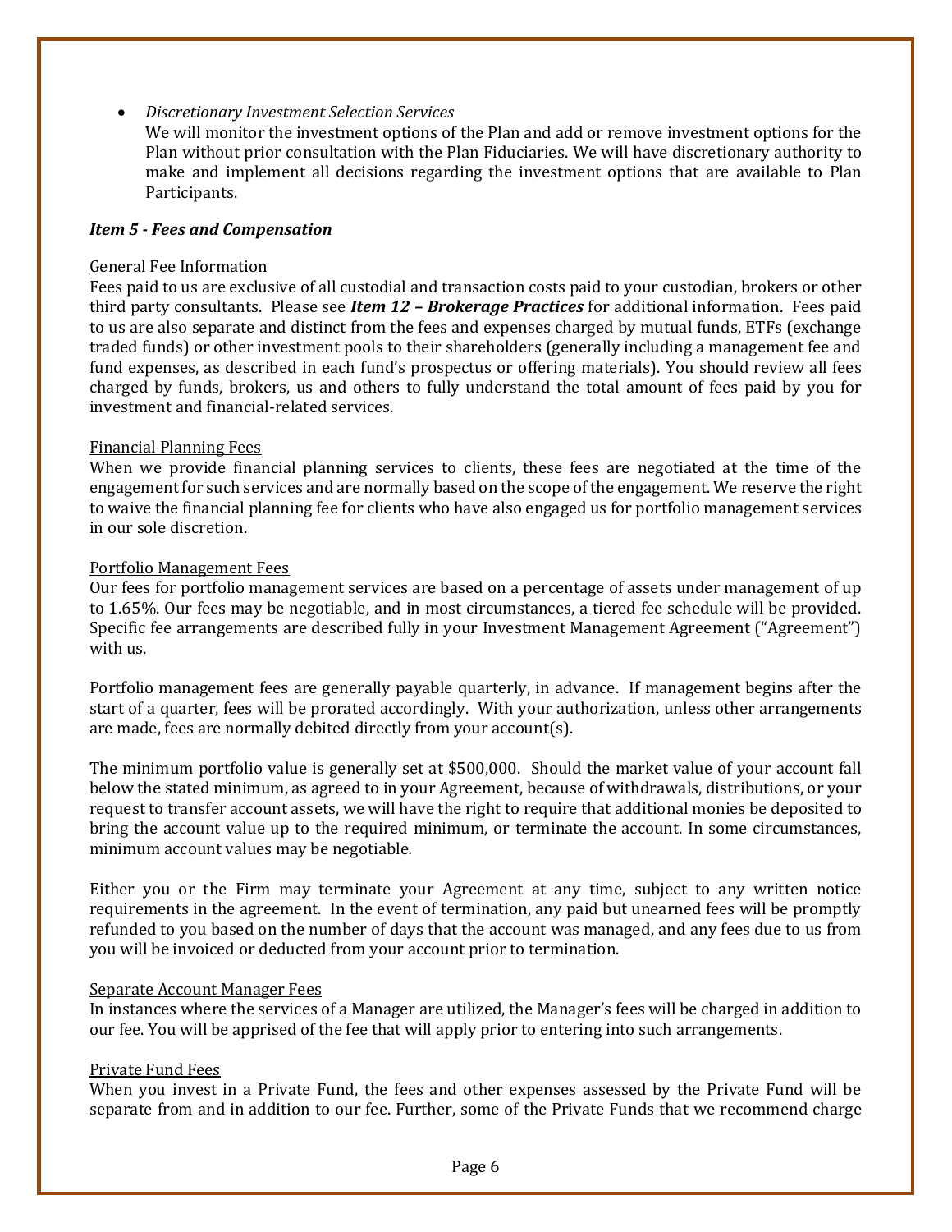- *Discretionary Investment Selection Services*
  We will monitor the investment options of the Plan and add or remove investment options for the Plan without prior consultation with the Plan Fiduciaries. We will have discretionary authority to make and implement all decisions regarding the investment options that are available to Plan Participants.

### *Item 5 - Fees and Compensation*

General Fee Information

Fees paid to us are exclusive of all custodial and transaction costs paid to your custodian, brokers or other third party consultants. Please see ***Item 12 – Brokerage Practices*** for additional information. Fees paid to us are also separate and distinct from the fees and expenses charged by mutual funds, ETFs (exchange traded funds) or other investment pools to their shareholders (generally including a management fee and fund expenses, as described in each fund's prospectus or offering materials). You should review all fees charged by funds, brokers, us and others to fully understand the total amount of fees paid by you for investment and financial-related services.

Financial Planning Fees

When we provide financial planning services to clients, these fees are negotiated at the time of the engagement for such services and are normally based on the scope of the engagement. We reserve the right to waive the financial planning fee for clients who have also engaged us for portfolio management services in our sole discretion.

Portfolio Management Fees

Our fees for portfolio management services are based on a percentage of assets under management of up to 1.65%. Our fees may be negotiable, and in most circumstances, a tiered fee schedule will be provided. Specific fee arrangements are described fully in your Investment Management Agreement ("Agreement") with us.

Portfolio management fees are generally payable quarterly, in advance. If management begins after the start of a quarter, fees will be prorated accordingly. With your authorization, unless other arrangements are made, fees are normally debited directly from your account(s).

The minimum portfolio value is generally set at $500,000. Should the market value of your account fall below the stated minimum, as agreed to in your Agreement, because of withdrawals, distributions, or your request to transfer account assets, we will have the right to require that additional monies be deposited to bring the account value up to the required minimum, or terminate the account. In some circumstances, minimum account values may be negotiable.

Either you or the Firm may terminate your Agreement at any time, subject to any written notice requirements in the agreement. In the event of termination, any paid but unearned fees will be promptly refunded to you based on the number of days that the account was managed, and any fees due to us from you will be invoiced or deducted from your account prior to termination.

Separate Account Manager Fees

In instances where the services of a Manager are utilized, the Manager's fees will be charged in addition to our fee. You will be apprised of the fee that will apply prior to entering into such arrangements.

Private Fund Fees

When you invest in a Private Fund, the fees and other expenses assessed by the Private Fund will be separate from and in addition to our fee. Further, some of the Private Funds that we recommend charge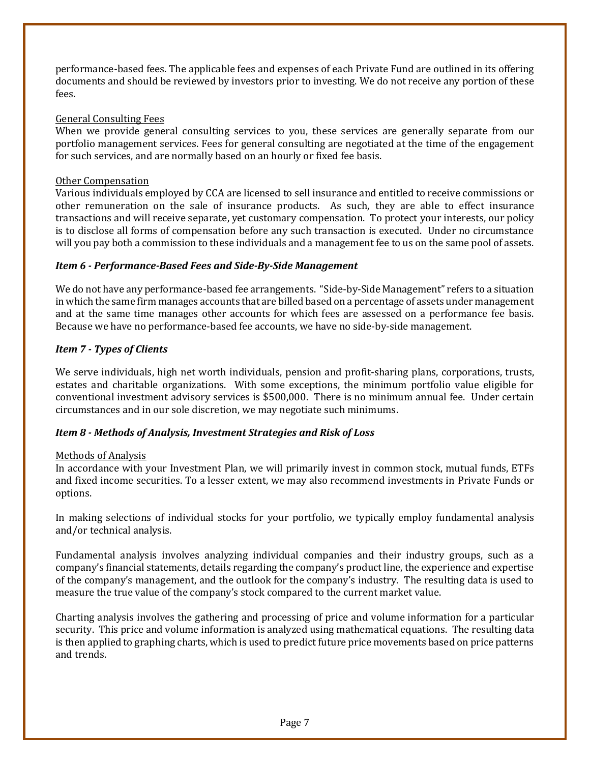performance-based fees. The applicable fees and expenses of each Private Fund are outlined in its offering documents and should be reviewed by investors prior to investing. We do not receive any portion of these fees.

<u>General Consulting Fees</u>

When we provide general consulting services to you, these services are generally separate from our portfolio management services. Fees for general consulting are negotiated at the time of the engagement for such services, and are normally based on an hourly or fixed fee basis.

<u>Other Compensation</u>

Various individuals employed by CCA are licensed to sell insurance and entitled to receive commissions or other remuneration on the sale of insurance products. As such, they are able to effect insurance transactions and will receive separate, yet customary compensation. To protect your interests, our policy is to disclose all forms of compensation before any such transaction is executed. Under no circumstance will you pay both a commission to these individuals and a management fee to us on the same pool of assets.

### *Item 6 - Performance-Based Fees and Side-By-Side Management*

We do not have any performance-based fee arrangements. "Side-by-Side Management" refers to a situation in which the same firm manages accounts that are billed based on a percentage of assets under management and at the same time manages other accounts for which fees are assessed on a performance fee basis. Because we have no performance-based fee accounts, we have no side-by-side management.

### *Item 7 - Types of Clients*

We serve individuals, high net worth individuals, pension and profit-sharing plans, corporations, trusts, estates and charitable organizations. With some exceptions, the minimum portfolio value eligible for conventional investment advisory services is $500,000. There is no minimum annual fee. Under certain circumstances and in our sole discretion, we may negotiate such minimums.

### *Item 8 - Methods of Analysis, Investment Strategies and Risk of Loss*

<u>Methods of Analysis</u>

In accordance with your Investment Plan, we will primarily invest in common stock, mutual funds, ETFs and fixed income securities. To a lesser extent, we may also recommend investments in Private Funds or options.

In making selections of individual stocks for your portfolio, we typically employ fundamental analysis and/or technical analysis.

Fundamental analysis involves analyzing individual companies and their industry groups, such as a company's financial statements, details regarding the company's product line, the experience and expertise of the company's management, and the outlook for the company's industry. The resulting data is used to measure the true value of the company's stock compared to the current market value.

Charting analysis involves the gathering and processing of price and volume information for a particular security. This price and volume information is analyzed using mathematical equations. The resulting data is then applied to graphing charts, which is used to predict future price movements based on price patterns and trends.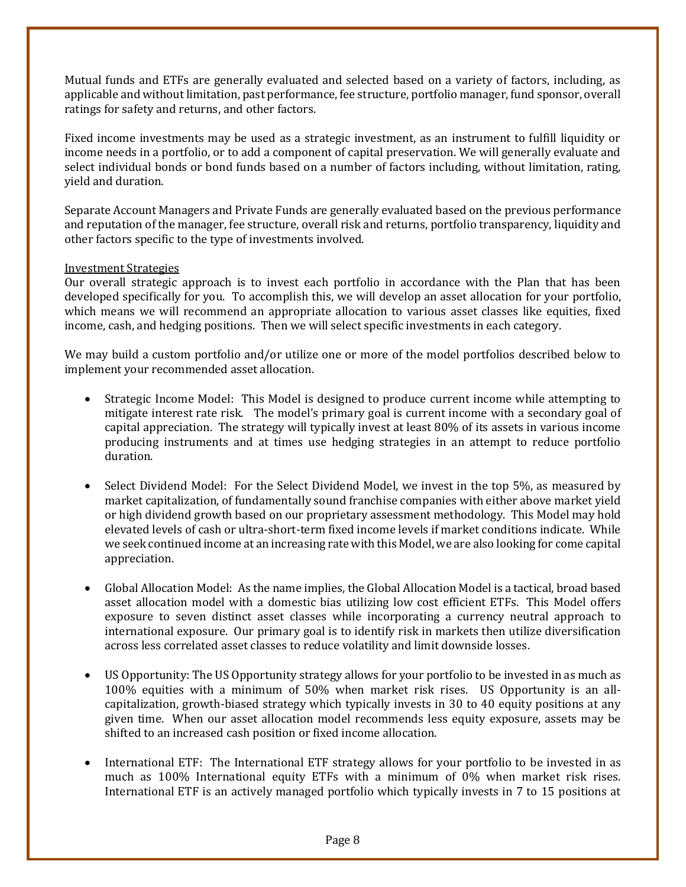Mutual funds and ETFs are generally evaluated and selected based on a variety of factors, including, as applicable and without limitation, past performance, fee structure, portfolio manager, fund sponsor, overall ratings for safety and returns, and other factors.

Fixed income investments may be used as a strategic investment, as an instrument to fulfill liquidity or income needs in a portfolio, or to add a component of capital preservation. We will generally evaluate and select individual bonds or bond funds based on a number of factors including, without limitation, rating, yield and duration.

Separate Account Managers and Private Funds are generally evaluated based on the previous performance and reputation of the manager, fee structure, overall risk and returns, portfolio transparency, liquidity and other factors specific to the type of investments involved.

Investment Strategies

Our overall strategic approach is to invest each portfolio in accordance with the Plan that has been developed specifically for you. To accomplish this, we will develop an asset allocation for your portfolio, which means we will recommend an appropriate allocation to various asset classes like equities, fixed income, cash, and hedging positions. Then we will select specific investments in each category.

We may build a custom portfolio and/or utilize one or more of the model portfolios described below to implement your recommended asset allocation.

- Strategic Income Model: This Model is designed to produce current income while attempting to mitigate interest rate risk. The model's primary goal is current income with a secondary goal of capital appreciation. The strategy will typically invest at least 80% of its assets in various income producing instruments and at times use hedging strategies in an attempt to reduce portfolio duration.

- Select Dividend Model: For the Select Dividend Model, we invest in the top 5%, as measured by market capitalization, of fundamentally sound franchise companies with either above market yield or high dividend growth based on our proprietary assessment methodology. This Model may hold elevated levels of cash or ultra-short-term fixed income levels if market conditions indicate. While we seek continued income at an increasing rate with this Model, we are also looking for come capital appreciation.

- Global Allocation Model: As the name implies, the Global Allocation Model is a tactical, broad based asset allocation model with a domestic bias utilizing low cost efficient ETFs. This Model offers exposure to seven distinct asset classes while incorporating a currency neutral approach to international exposure. Our primary goal is to identify risk in markets then utilize diversification across less correlated asset classes to reduce volatility and limit downside losses.

- US Opportunity: The US Opportunity strategy allows for your portfolio to be invested in as much as 100% equities with a minimum of 50% when market risk rises. US Opportunity is an all-capitalization, growth-biased strategy which typically invests in 30 to 40 equity positions at any given time. When our asset allocation model recommends less equity exposure, assets may be shifted to an increased cash position or fixed income allocation.

- International ETF: The International ETF strategy allows for your portfolio to be invested in as much as 100% International equity ETFs with a minimum of 0% when market risk rises. International ETF is an actively managed portfolio which typically invests in 7 to 15 positions at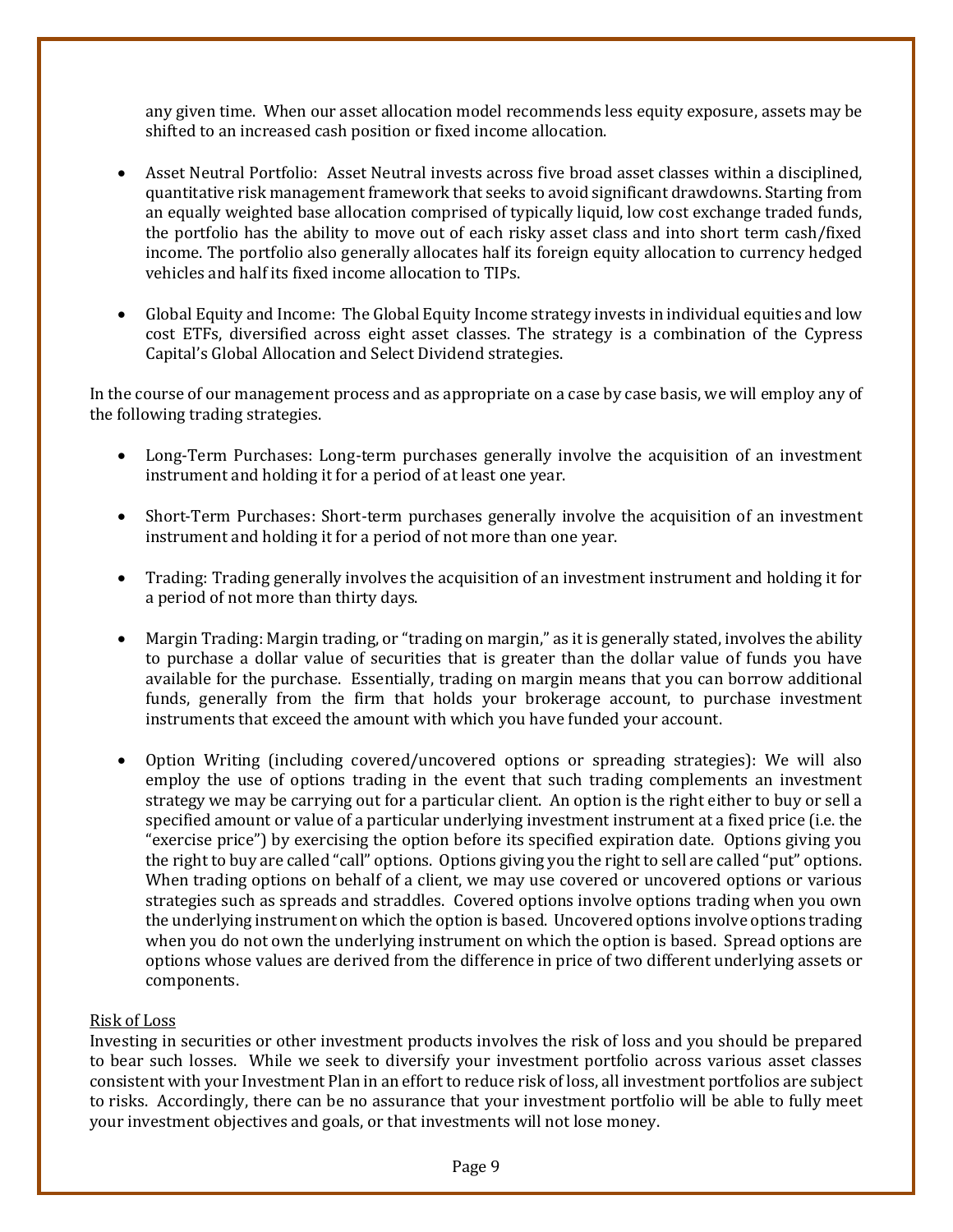any given time. When our asset allocation model recommends less equity exposure, assets may be shifted to an increased cash position or fixed income allocation.

- Asset Neutral Portfolio: Asset Neutral invests across five broad asset classes within a disciplined, quantitative risk management framework that seeks to avoid significant drawdowns. Starting from an equally weighted base allocation comprised of typically liquid, low cost exchange traded funds, the portfolio has the ability to move out of each risky asset class and into short term cash/fixed income. The portfolio also generally allocates half its foreign equity allocation to currency hedged vehicles and half its fixed income allocation to TIPs.

- Global Equity and Income: The Global Equity Income strategy invests in individual equities and low cost ETFs, diversified across eight asset classes. The strategy is a combination of the Cypress Capital's Global Allocation and Select Dividend strategies.

In the course of our management process and as appropriate on a case by case basis, we will employ any of the following trading strategies.

- Long-Term Purchases: Long-term purchases generally involve the acquisition of an investment instrument and holding it for a period of at least one year.

- Short-Term Purchases: Short-term purchases generally involve the acquisition of an investment instrument and holding it for a period of not more than one year.

- Trading: Trading generally involves the acquisition of an investment instrument and holding it for a period of not more than thirty days.

- Margin Trading: Margin trading, or "trading on margin," as it is generally stated, involves the ability to purchase a dollar value of securities that is greater than the dollar value of funds you have available for the purchase. Essentially, trading on margin means that you can borrow additional funds, generally from the firm that holds your brokerage account, to purchase investment instruments that exceed the amount with which you have funded your account.

- Option Writing (including covered/uncovered options or spreading strategies): We will also employ the use of options trading in the event that such trading complements an investment strategy we may be carrying out for a particular client. An option is the right either to buy or sell a specified amount or value of a particular underlying investment instrument at a fixed price (i.e. the "exercise price") by exercising the option before its specified expiration date. Options giving you the right to buy are called "call" options. Options giving you the right to sell are called "put" options. When trading options on behalf of a client, we may use covered or uncovered options or various strategies such as spreads and straddles. Covered options involve options trading when you own the underlying instrument on which the option is based. Uncovered options involve options trading when you do not own the underlying instrument on which the option is based. Spread options are options whose values are derived from the difference in price of two different underlying assets or components.

Risk of Loss

Investing in securities or other investment products involves the risk of loss and you should be prepared to bear such losses. While we seek to diversify your investment portfolio across various asset classes consistent with your Investment Plan in an effort to reduce risk of loss, all investment portfolios are subject to risks. Accordingly, there can be no assurance that your investment portfolio will be able to fully meet your investment objectives and goals, or that investments will not lose money.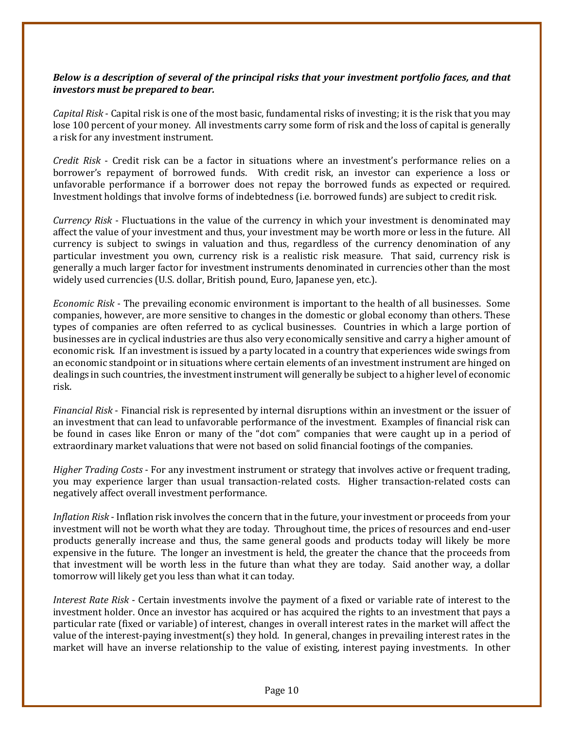***Below is a description of several of the principal risks that your investment portfolio faces, and that investors must be prepared to bear.***

*Capital Risk* - Capital risk is one of the most basic, fundamental risks of investing; it is the risk that you may lose 100 percent of your money. All investments carry some form of risk and the loss of capital is generally a risk for any investment instrument.

*Credit Risk* - Credit risk can be a factor in situations where an investment's performance relies on a borrower's repayment of borrowed funds. With credit risk, an investor can experience a loss or unfavorable performance if a borrower does not repay the borrowed funds as expected or required. Investment holdings that involve forms of indebtedness (i.e. borrowed funds) are subject to credit risk.

*Currency Risk* - Fluctuations in the value of the currency in which your investment is denominated may affect the value of your investment and thus, your investment may be worth more or less in the future. All currency is subject to swings in valuation and thus, regardless of the currency denomination of any particular investment you own, currency risk is a realistic risk measure. That said, currency risk is generally a much larger factor for investment instruments denominated in currencies other than the most widely used currencies (U.S. dollar, British pound, Euro, Japanese yen, etc.).

*Economic Risk* - The prevailing economic environment is important to the health of all businesses. Some companies, however, are more sensitive to changes in the domestic or global economy than others. These types of companies are often referred to as cyclical businesses. Countries in which a large portion of businesses are in cyclical industries are thus also very economically sensitive and carry a higher amount of economic risk. If an investment is issued by a party located in a country that experiences wide swings from an economic standpoint or in situations where certain elements of an investment instrument are hinged on dealings in such countries, the investment instrument will generally be subject to a higher level of economic risk.

*Financial Risk* - Financial risk is represented by internal disruptions within an investment or the issuer of an investment that can lead to unfavorable performance of the investment. Examples of financial risk can be found in cases like Enron or many of the "dot com" companies that were caught up in a period of extraordinary market valuations that were not based on solid financial footings of the companies.

*Higher Trading Costs* - For any investment instrument or strategy that involves active or frequent trading, you may experience larger than usual transaction-related costs. Higher transaction-related costs can negatively affect overall investment performance.

*Inflation Risk* - Inflation risk involves the concern that in the future, your investment or proceeds from your investment will not be worth what they are today. Throughout time, the prices of resources and end-user products generally increase and thus, the same general goods and products today will likely be more expensive in the future. The longer an investment is held, the greater the chance that the proceeds from that investment will be worth less in the future than what they are today. Said another way, a dollar tomorrow will likely get you less than what it can today.

*Interest Rate Risk* - Certain investments involve the payment of a fixed or variable rate of interest to the investment holder. Once an investor has acquired or has acquired the rights to an investment that pays a particular rate (fixed or variable) of interest, changes in overall interest rates in the market will affect the value of the interest-paying investment(s) they hold. In general, changes in prevailing interest rates in the market will have an inverse relationship to the value of existing, interest paying investments. In other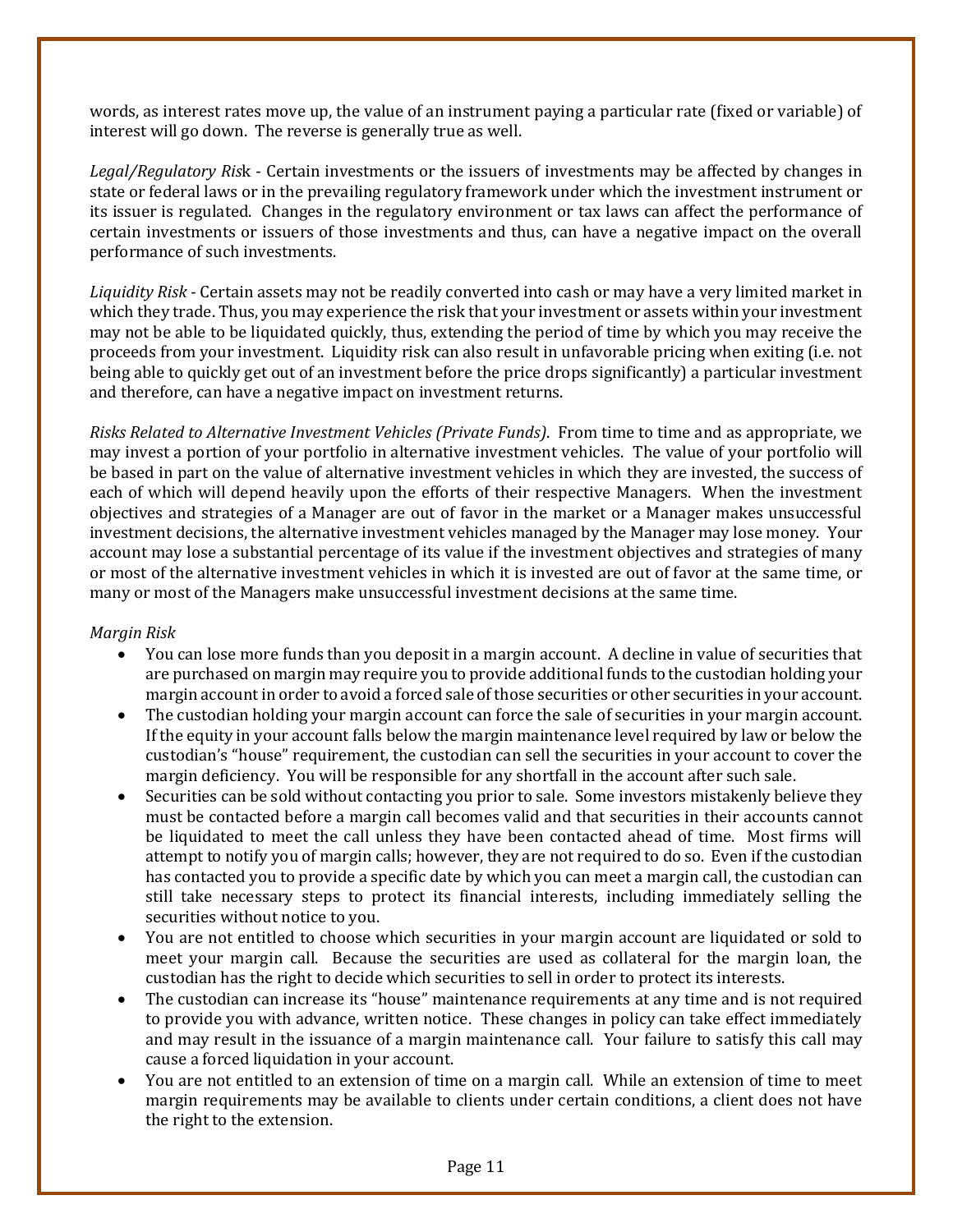words, as interest rates move up, the value of an instrument paying a particular rate (fixed or variable) of interest will go down. The reverse is generally true as well.

*Legal/Regulatory Risk* - Certain investments or the issuers of investments may be affected by changes in state or federal laws or in the prevailing regulatory framework under which the investment instrument or its issuer is regulated. Changes in the regulatory environment or tax laws can affect the performance of certain investments or issuers of those investments and thus, can have a negative impact on the overall performance of such investments.

*Liquidity Risk* - Certain assets may not be readily converted into cash or may have a very limited market in which they trade. Thus, you may experience the risk that your investment or assets within your investment may not be able to be liquidated quickly, thus, extending the period of time by which you may receive the proceeds from your investment. Liquidity risk can also result in unfavorable pricing when exiting (i.e. not being able to quickly get out of an investment before the price drops significantly) a particular investment and therefore, can have a negative impact on investment returns.

*Risks Related to Alternative Investment Vehicles (Private Funds).* From time to time and as appropriate, we may invest a portion of your portfolio in alternative investment vehicles. The value of your portfolio will be based in part on the value of alternative investment vehicles in which they are invested, the success of each of which will depend heavily upon the efforts of their respective Managers. When the investment objectives and strategies of a Manager are out of favor in the market or a Manager makes unsuccessful investment decisions, the alternative investment vehicles managed by the Manager may lose money. Your account may lose a substantial percentage of its value if the investment objectives and strategies of many or most of the alternative investment vehicles in which it is invested are out of favor at the same time, or many or most of the Managers make unsuccessful investment decisions at the same time.

*Margin Risk*

- You can lose more funds than you deposit in a margin account. A decline in value of securities that are purchased on margin may require you to provide additional funds to the custodian holding your margin account in order to avoid a forced sale of those securities or other securities in your account.
- The custodian holding your margin account can force the sale of securities in your margin account. If the equity in your account falls below the margin maintenance level required by law or below the custodian's "house" requirement, the custodian can sell the securities in your account to cover the margin deficiency. You will be responsible for any shortfall in the account after such sale.
- Securities can be sold without contacting you prior to sale. Some investors mistakenly believe they must be contacted before a margin call becomes valid and that securities in their accounts cannot be liquidated to meet the call unless they have been contacted ahead of time. Most firms will attempt to notify you of margin calls; however, they are not required to do so. Even if the custodian has contacted you to provide a specific date by which you can meet a margin call, the custodian can still take necessary steps to protect its financial interests, including immediately selling the securities without notice to you.
- You are not entitled to choose which securities in your margin account are liquidated or sold to meet your margin call. Because the securities are used as collateral for the margin loan, the custodian has the right to decide which securities to sell in order to protect its interests.
- The custodian can increase its "house" maintenance requirements at any time and is not required to provide you with advance, written notice. These changes in policy can take effect immediately and may result in the issuance of a margin maintenance call. Your failure to satisfy this call may cause a forced liquidation in your account.
- You are not entitled to an extension of time on a margin call. While an extension of time to meet margin requirements may be available to clients under certain conditions, a client does not have the right to the extension.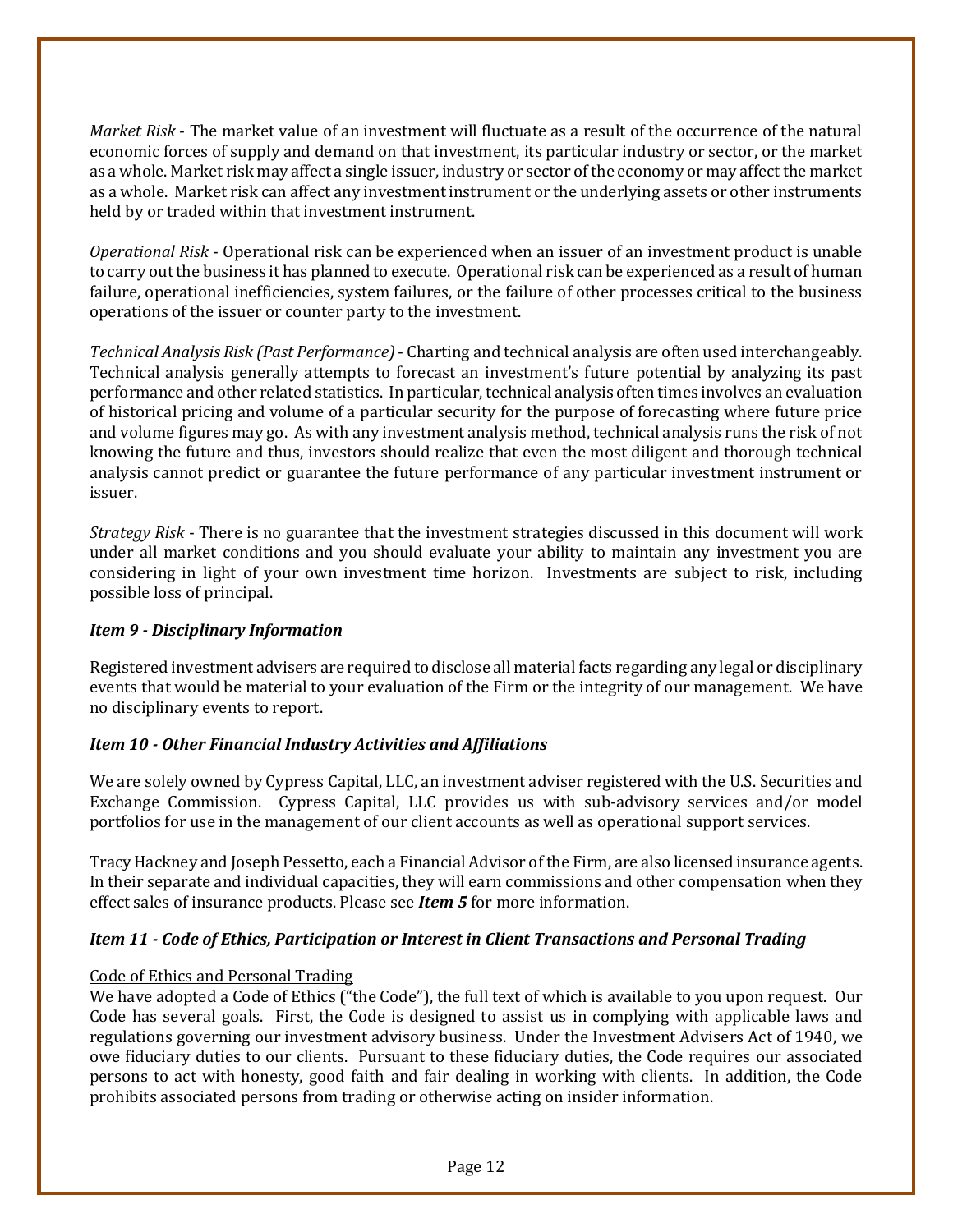*Market Risk* - The market value of an investment will fluctuate as a result of the occurrence of the natural economic forces of supply and demand on that investment, its particular industry or sector, or the market as a whole. Market risk may affect a single issuer, industry or sector of the economy or may affect the market as a whole. Market risk can affect any investment instrument or the underlying assets or other instruments held by or traded within that investment instrument.

*Operational Risk* - Operational risk can be experienced when an issuer of an investment product is unable to carry out the business it has planned to execute. Operational risk can be experienced as a result of human failure, operational inefficiencies, system failures, or the failure of other processes critical to the business operations of the issuer or counter party to the investment.

*Technical Analysis Risk (Past Performance)* - Charting and technical analysis are often used interchangeably. Technical analysis generally attempts to forecast an investment's future potential by analyzing its past performance and other related statistics. In particular, technical analysis often times involves an evaluation of historical pricing and volume of a particular security for the purpose of forecasting where future price and volume figures may go. As with any investment analysis method, technical analysis runs the risk of not knowing the future and thus, investors should realize that even the most diligent and thorough technical analysis cannot predict or guarantee the future performance of any particular investment instrument or issuer.

*Strategy Risk* - There is no guarantee that the investment strategies discussed in this document will work under all market conditions and you should evaluate your ability to maintain any investment you are considering in light of your own investment time horizon. Investments are subject to risk, including possible loss of principal.

### *Item 9 - Disciplinary Information*

Registered investment advisers are required to disclose all material facts regarding any legal or disciplinary events that would be material to your evaluation of the Firm or the integrity of our management. We have no disciplinary events to report.

### *Item 10 - Other Financial Industry Activities and Affiliations*

We are solely owned by Cypress Capital, LLC, an investment adviser registered with the U.S. Securities and Exchange Commission. Cypress Capital, LLC provides us with sub-advisory services and/or model portfolios for use in the management of our client accounts as well as operational support services.

Tracy Hackney and Joseph Pessetto, each a Financial Advisor of the Firm, are also licensed insurance agents. In their separate and individual capacities, they will earn commissions and other compensation when they effect sales of insurance products. Please see ***Item 5*** for more information.

### *Item 11 - Code of Ethics, Participation or Interest in Client Transactions and Personal Trading*

Code of Ethics and Personal Trading

We have adopted a Code of Ethics ("the Code"), the full text of which is available to you upon request. Our Code has several goals. First, the Code is designed to assist us in complying with applicable laws and regulations governing our investment advisory business. Under the Investment Advisers Act of 1940, we owe fiduciary duties to our clients. Pursuant to these fiduciary duties, the Code requires our associated persons to act with honesty, good faith and fair dealing in working with clients. In addition, the Code prohibits associated persons from trading or otherwise acting on insider information.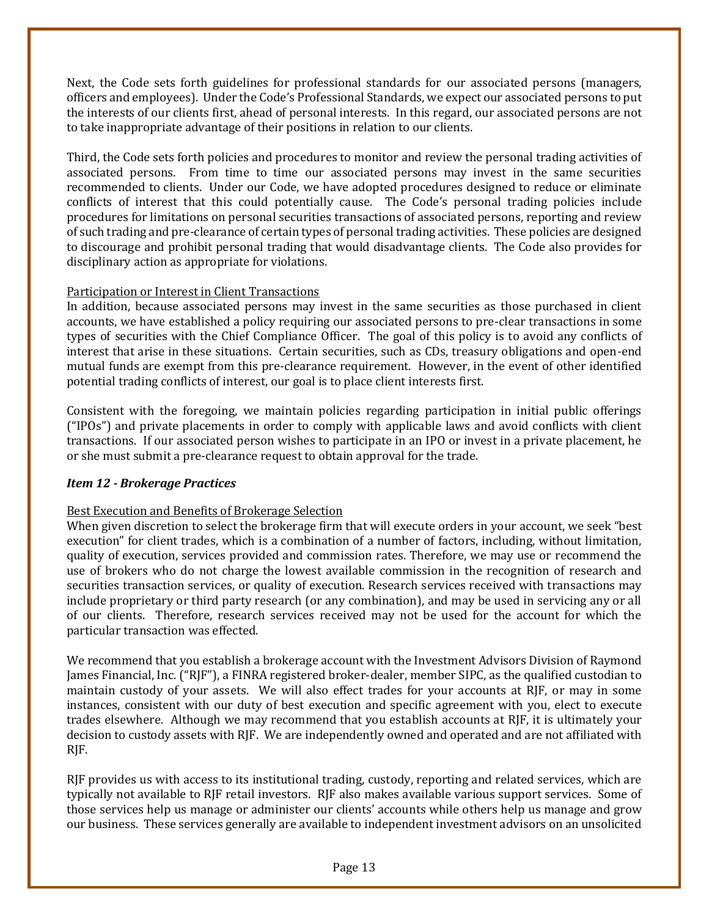Next, the Code sets forth guidelines for professional standards for our associated persons (managers, officers and employees). Under the Code's Professional Standards, we expect our associated persons to put the interests of our clients first, ahead of personal interests. In this regard, our associated persons are not to take inappropriate advantage of their positions in relation to our clients.

Third, the Code sets forth policies and procedures to monitor and review the personal trading activities of associated persons. From time to time our associated persons may invest in the same securities recommended to clients. Under our Code, we have adopted procedures designed to reduce or eliminate conflicts of interest that this could potentially cause. The Code's personal trading policies include procedures for limitations on personal securities transactions of associated persons, reporting and review of such trading and pre-clearance of certain types of personal trading activities. These policies are designed to discourage and prohibit personal trading that would disadvantage clients. The Code also provides for disciplinary action as appropriate for violations.

Participation or Interest in Client Transactions

In addition, because associated persons may invest in the same securities as those purchased in client accounts, we have established a policy requiring our associated persons to pre-clear transactions in some types of securities with the Chief Compliance Officer. The goal of this policy is to avoid any conflicts of interest that arise in these situations. Certain securities, such as CDs, treasury obligations and open-end mutual funds are exempt from this pre-clearance requirement. However, in the event of other identified potential trading conflicts of interest, our goal is to place client interests first.

Consistent with the foregoing, we maintain policies regarding participation in initial public offerings ("IPOs") and private placements in order to comply with applicable laws and avoid conflicts with client transactions. If our associated person wishes to participate in an IPO or invest in a private placement, he or she must submit a pre-clearance request to obtain approval for the trade.

### *Item 12 - Brokerage Practices*

Best Execution and Benefits of Brokerage Selection

When given discretion to select the brokerage firm that will execute orders in your account, we seek "best execution" for client trades, which is a combination of a number of factors, including, without limitation, quality of execution, services provided and commission rates. Therefore, we may use or recommend the use of brokers who do not charge the lowest available commission in the recognition of research and securities transaction services, or quality of execution. Research services received with transactions may include proprietary or third party research (or any combination), and may be used in servicing any or all of our clients. Therefore, research services received may not be used for the account for which the particular transaction was effected.

We recommend that you establish a brokerage account with the Investment Advisors Division of Raymond James Financial, Inc. ("RJF"), a FINRA registered broker-dealer, member SIPC, as the qualified custodian to maintain custody of your assets. We will also effect trades for your accounts at RJF, or may in some instances, consistent with our duty of best execution and specific agreement with you, elect to execute trades elsewhere. Although we may recommend that you establish accounts at RJF, it is ultimately your decision to custody assets with RJF. We are independently owned and operated and are not affiliated with RJF.

RJF provides us with access to its institutional trading, custody, reporting and related services, which are typically not available to RJF retail investors. RJF also makes available various support services. Some of those services help us manage or administer our clients' accounts while others help us manage and grow our business. These services generally are available to independent investment advisors on an unsolicited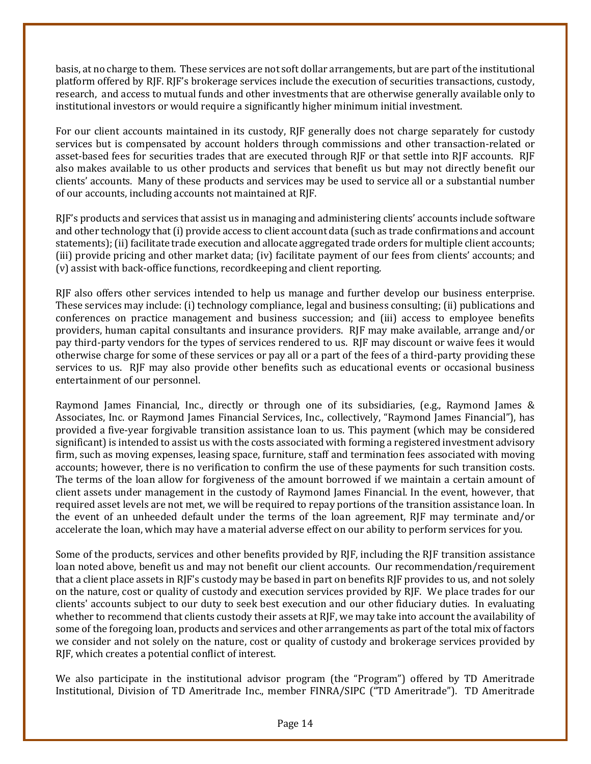basis, at no charge to them. These services are not soft dollar arrangements, but are part of the institutional platform offered by RJF. RJF's brokerage services include the execution of securities transactions, custody, research, and access to mutual funds and other investments that are otherwise generally available only to institutional investors or would require a significantly higher minimum initial investment.

For our client accounts maintained in its custody, RJF generally does not charge separately for custody services but is compensated by account holders through commissions and other transaction-related or asset-based fees for securities trades that are executed through RJF or that settle into RJF accounts. RJF also makes available to us other products and services that benefit us but may not directly benefit our clients' accounts. Many of these products and services may be used to service all or a substantial number of our accounts, including accounts not maintained at RJF.

RJF's products and services that assist us in managing and administering clients' accounts include software and other technology that (i) provide access to client account data (such as trade confirmations and account statements); (ii) facilitate trade execution and allocate aggregated trade orders for multiple client accounts; (iii) provide pricing and other market data; (iv) facilitate payment of our fees from clients' accounts; and (v) assist with back-office functions, recordkeeping and client reporting.

RJF also offers other services intended to help us manage and further develop our business enterprise. These services may include: (i) technology compliance, legal and business consulting; (ii) publications and conferences on practice management and business succession; and (iii) access to employee benefits providers, human capital consultants and insurance providers. RJF may make available, arrange and/or pay third-party vendors for the types of services rendered to us. RJF may discount or waive fees it would otherwise charge for some of these services or pay all or a part of the fees of a third-party providing these services to us. RJF may also provide other benefits such as educational events or occasional business entertainment of our personnel.

Raymond James Financial, Inc., directly or through one of its subsidiaries, (e.g., Raymond James & Associates, Inc. or Raymond James Financial Services, Inc., collectively, "Raymond James Financial"), has provided a five-year forgivable transition assistance loan to us. This payment (which may be considered significant) is intended to assist us with the costs associated with forming a registered investment advisory firm, such as moving expenses, leasing space, furniture, staff and termination fees associated with moving accounts; however, there is no verification to confirm the use of these payments for such transition costs. The terms of the loan allow for forgiveness of the amount borrowed if we maintain a certain amount of client assets under management in the custody of Raymond James Financial. In the event, however, that required asset levels are not met, we will be required to repay portions of the transition assistance loan. In the event of an unheeded default under the terms of the loan agreement, RJF may terminate and/or accelerate the loan, which may have a material adverse effect on our ability to perform services for you.

Some of the products, services and other benefits provided by RJF, including the RJF transition assistance loan noted above, benefit us and may not benefit our client accounts. Our recommendation/requirement that a client place assets in RJF's custody may be based in part on benefits RJF provides to us, and not solely on the nature, cost or quality of custody and execution services provided by RJF. We place trades for our clients' accounts subject to our duty to seek best execution and our other fiduciary duties. In evaluating whether to recommend that clients custody their assets at RJF, we may take into account the availability of some of the foregoing loan, products and services and other arrangements as part of the total mix of factors we consider and not solely on the nature, cost or quality of custody and brokerage services provided by RJF, which creates a potential conflict of interest.

We also participate in the institutional advisor program (the "Program") offered by TD Ameritrade Institutional, Division of TD Ameritrade Inc., member FINRA/SIPC ("TD Ameritrade"). TD Ameritrade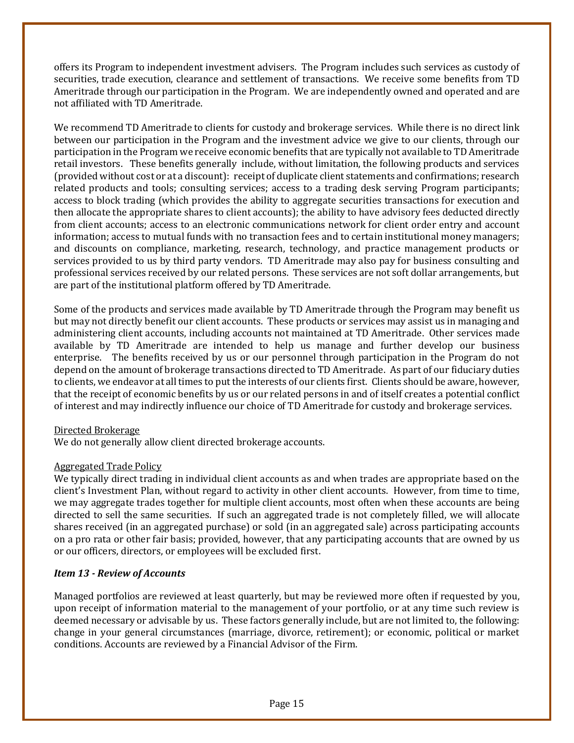offers its Program to independent investment advisers. The Program includes such services as custody of securities, trade execution, clearance and settlement of transactions. We receive some benefits from TD Ameritrade through our participation in the Program. We are independently owned and operated and are not affiliated with TD Ameritrade.

We recommend TD Ameritrade to clients for custody and brokerage services. While there is no direct link between our participation in the Program and the investment advice we give to our clients, through our participation in the Program we receive economic benefits that are typically not available to TD Ameritrade retail investors. These benefits generally include, without limitation, the following products and services (provided without cost or at a discount): receipt of duplicate client statements and confirmations; research related products and tools; consulting services; access to a trading desk serving Program participants; access to block trading (which provides the ability to aggregate securities transactions for execution and then allocate the appropriate shares to client accounts); the ability to have advisory fees deducted directly from client accounts; access to an electronic communications network for client order entry and account information; access to mutual funds with no transaction fees and to certain institutional money managers; and discounts on compliance, marketing, research, technology, and practice management products or services provided to us by third party vendors. TD Ameritrade may also pay for business consulting and professional services received by our related persons. These services are not soft dollar arrangements, but are part of the institutional platform offered by TD Ameritrade.

Some of the products and services made available by TD Ameritrade through the Program may benefit us but may not directly benefit our client accounts. These products or services may assist us in managing and administering client accounts, including accounts not maintained at TD Ameritrade. Other services made available by TD Ameritrade are intended to help us manage and further develop our business enterprise. The benefits received by us or our personnel through participation in the Program do not depend on the amount of brokerage transactions directed to TD Ameritrade. As part of our fiduciary duties to clients, we endeavor at all times to put the interests of our clients first. Clients should be aware, however, that the receipt of economic benefits by us or our related persons in and of itself creates a potential conflict of interest and may indirectly influence our choice of TD Ameritrade for custody and brokerage services.

Directed Brokerage

We do not generally allow client directed brokerage accounts.

Aggregated Trade Policy

We typically direct trading in individual client accounts as and when trades are appropriate based on the client's Investment Plan, without regard to activity in other client accounts. However, from time to time, we may aggregate trades together for multiple client accounts, most often when these accounts are being directed to sell the same securities. If such an aggregated trade is not completely filled, we will allocate shares received (in an aggregated purchase) or sold (in an aggregated sale) across participating accounts on a pro rata or other fair basis; provided, however, that any participating accounts that are owned by us or our officers, directors, or employees will be excluded first.

### *Item 13 - Review of Accounts*

Managed portfolios are reviewed at least quarterly, but may be reviewed more often if requested by you, upon receipt of information material to the management of your portfolio, or at any time such review is deemed necessary or advisable by us. These factors generally include, but are not limited to, the following: change in your general circumstances (marriage, divorce, retirement); or economic, political or market conditions. Accounts are reviewed by a Financial Advisor of the Firm.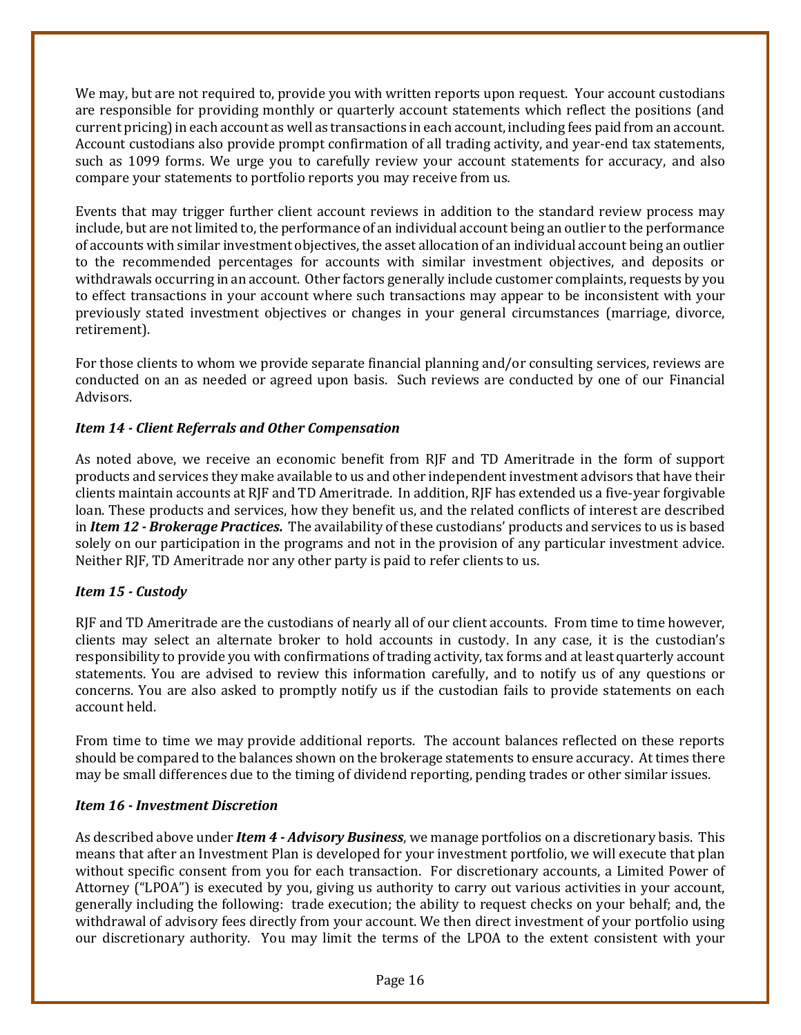We may, but are not required to, provide you with written reports upon request. Your account custodians are responsible for providing monthly or quarterly account statements which reflect the positions (and current pricing) in each account as well as transactions in each account, including fees paid from an account. Account custodians also provide prompt confirmation of all trading activity, and year-end tax statements, such as 1099 forms. We urge you to carefully review your account statements for accuracy, and also compare your statements to portfolio reports you may receive from us.

Events that may trigger further client account reviews in addition to the standard review process may include, but are not limited to, the performance of an individual account being an outlier to the performance of accounts with similar investment objectives, the asset allocation of an individual account being an outlier to the recommended percentages for accounts with similar investment objectives, and deposits or withdrawals occurring in an account. Other factors generally include customer complaints, requests by you to effect transactions in your account where such transactions may appear to be inconsistent with your previously stated investment objectives or changes in your general circumstances (marriage, divorce, retirement).

For those clients to whom we provide separate financial planning and/or consulting services, reviews are conducted on an as needed or agreed upon basis. Such reviews are conducted by one of our Financial Advisors.

### *Item 14 - Client Referrals and Other Compensation*

As noted above, we receive an economic benefit from RJF and TD Ameritrade in the form of support products and services they make available to us and other independent investment advisors that have their clients maintain accounts at RJF and TD Ameritrade. In addition, RJF has extended us a five-year forgivable loan. These products and services, how they benefit us, and the related conflicts of interest are described in ***Item 12 - Brokerage Practices.*** The availability of these custodians' products and services to us is based solely on our participation in the programs and not in the provision of any particular investment advice. Neither RJF, TD Ameritrade nor any other party is paid to refer clients to us.

### *Item 15 - Custody*

RJF and TD Ameritrade are the custodians of nearly all of our client accounts. From time to time however, clients may select an alternate broker to hold accounts in custody. In any case, it is the custodian's responsibility to provide you with confirmations of trading activity, tax forms and at least quarterly account statements. You are advised to review this information carefully, and to notify us of any questions or concerns. You are also asked to promptly notify us if the custodian fails to provide statements on each account held.

From time to time we may provide additional reports. The account balances reflected on these reports should be compared to the balances shown on the brokerage statements to ensure accuracy. At times there may be small differences due to the timing of dividend reporting, pending trades or other similar issues.

### *Item 16 - Investment Discretion*

As described above under ***Item 4 - Advisory Business***, we manage portfolios on a discretionary basis. This means that after an Investment Plan is developed for your investment portfolio, we will execute that plan without specific consent from you for each transaction. For discretionary accounts, a Limited Power of Attorney ("LPOA") is executed by you, giving us authority to carry out various activities in your account, generally including the following: trade execution; the ability to request checks on your behalf; and, the withdrawal of advisory fees directly from your account. We then direct investment of your portfolio using our discretionary authority. You may limit the terms of the LPOA to the extent consistent with your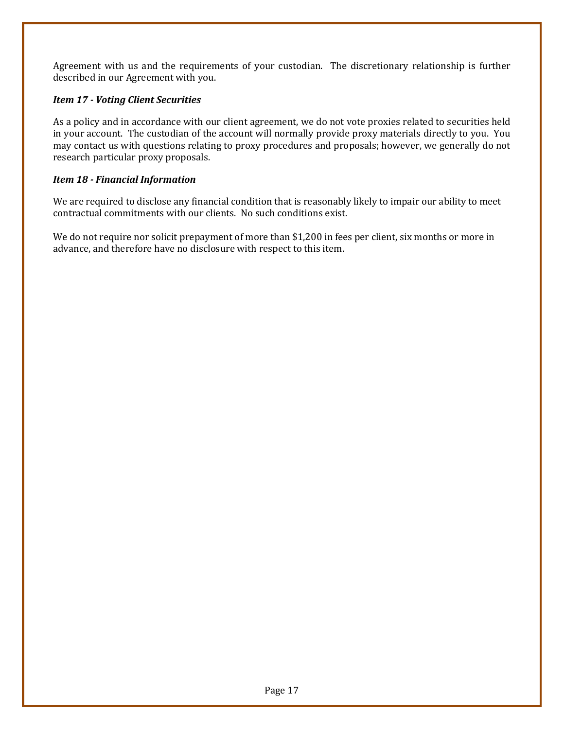Agreement with us and the requirements of your custodian. The discretionary relationship is further described in our Agreement with you.

### *Item 17 - Voting Client Securities*

As a policy and in accordance with our client agreement, we do not vote proxies related to securities held in your account. The custodian of the account will normally provide proxy materials directly to you. You may contact us with questions relating to proxy procedures and proposals; however, we generally do not research particular proxy proposals.

### *Item 18 - Financial Information*

We are required to disclose any financial condition that is reasonably likely to impair our ability to meet contractual commitments with our clients. No such conditions exist.

We do not require nor solicit prepayment of more than $1,200 in fees per client, six months or more in advance, and therefore have no disclosure with respect to this item.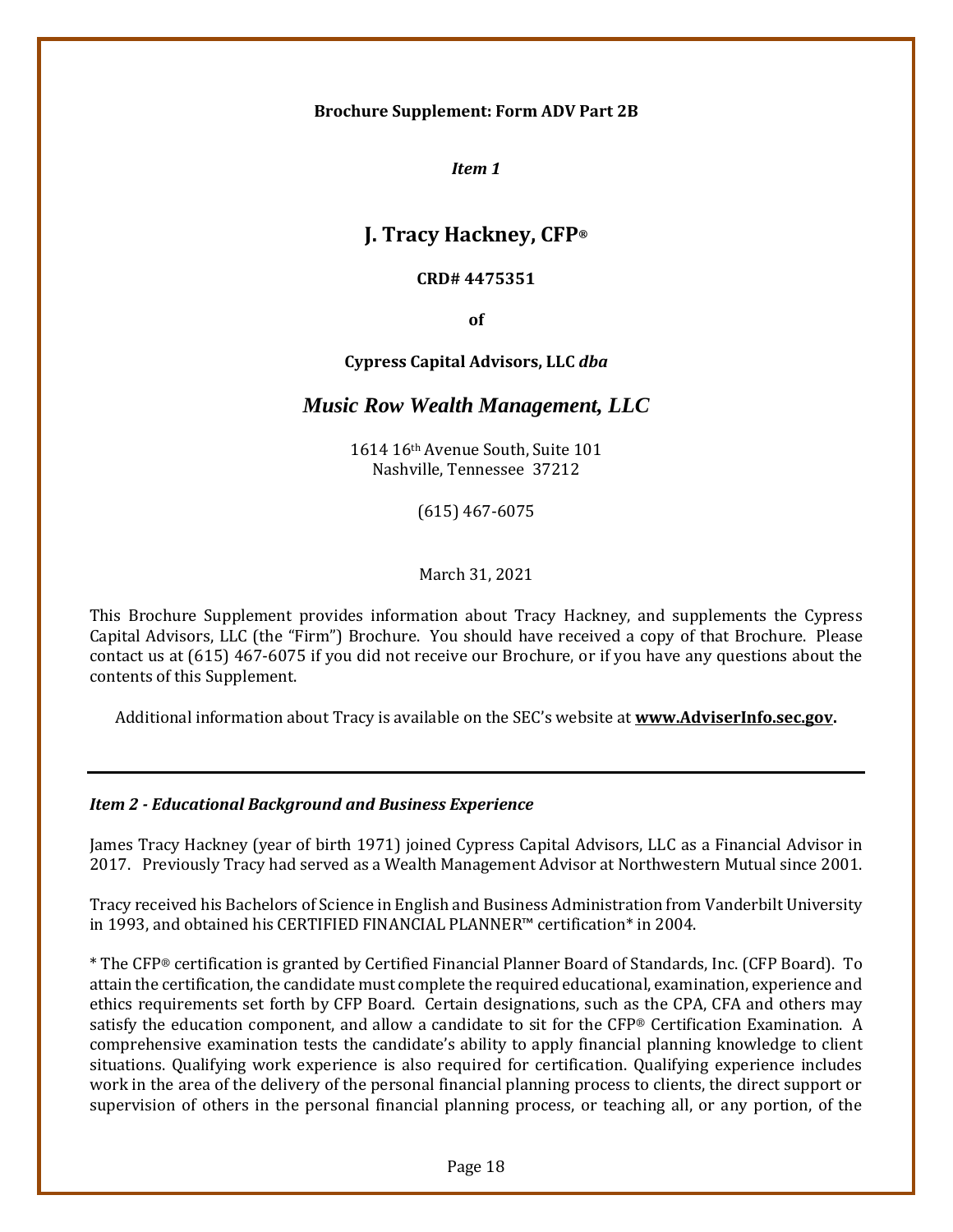**Brochure Supplement: Form ADV Part 2B**

*Item 1*

# J. Tracy Hackney, CFP®

**CRD# 4475351**

**of**

**Cypress Capital Advisors, LLC *dba***

## *Music Row Wealth Management, LLC*

1614 16th Avenue South, Suite 101
Nashville, Tennessee 37212

(615) 467-6075

March 31, 2021

This Brochure Supplement provides information about Tracy Hackney, and supplements the Cypress Capital Advisors, LLC (the "Firm") Brochure. You should have received a copy of that Brochure. Please contact us at (615) 467-6075 if you did not receive our Brochure, or if you have any questions about the contents of this Supplement.

Additional information about Tracy is available on the SEC's website at **www.AdviserInfo.sec.gov.**

---

### *Item 2 - Educational Background and Business Experience*

James Tracy Hackney (year of birth 1971) joined Cypress Capital Advisors, LLC as a Financial Advisor in 2017. Previously Tracy had served as a Wealth Management Advisor at Northwestern Mutual since 2001.

Tracy received his Bachelors of Science in English and Business Administration from Vanderbilt University in 1993, and obtained his CERTIFIED FINANCIAL PLANNER™ certification* in 2004.

* The CFP® certification is granted by Certified Financial Planner Board of Standards, Inc. (CFP Board). To attain the certification, the candidate must complete the required educational, examination, experience and ethics requirements set forth by CFP Board. Certain designations, such as the CPA, CFA and others may satisfy the education component, and allow a candidate to sit for the CFP® Certification Examination. A comprehensive examination tests the candidate's ability to apply financial planning knowledge to client situations. Qualifying work experience is also required for certification. Qualifying experience includes work in the area of the delivery of the personal financial planning process to clients, the direct support or supervision of others in the personal financial planning process, or teaching all, or any portion, of the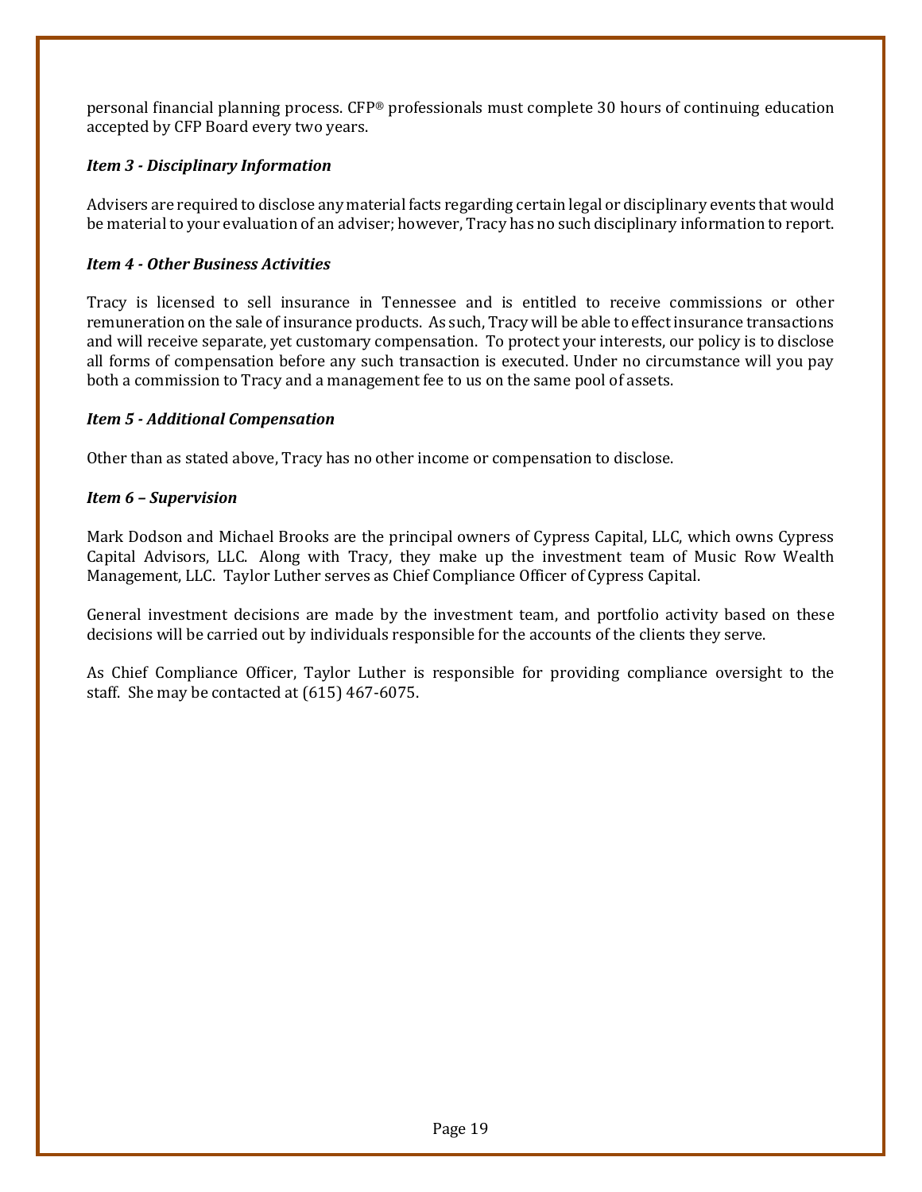personal financial planning process. CFP® professionals must complete 30 hours of continuing education accepted by CFP Board every two years.

***Item 3 - Disciplinary Information***

Advisers are required to disclose any material facts regarding certain legal or disciplinary events that would be material to your evaluation of an adviser; however, Tracy has no such disciplinary information to report.

***Item 4 - Other Business Activities***

Tracy is licensed to sell insurance in Tennessee and is entitled to receive commissions or other remuneration on the sale of insurance products. As such, Tracy will be able to effect insurance transactions and will receive separate, yet customary compensation. To protect your interests, our policy is to disclose all forms of compensation before any such transaction is executed. Under no circumstance will you pay both a commission to Tracy and a management fee to us on the same pool of assets.

***Item 5 - Additional Compensation***

Other than as stated above, Tracy has no other income or compensation to disclose.

***Item 6 – Supervision***

Mark Dodson and Michael Brooks are the principal owners of Cypress Capital, LLC, which owns Cypress Capital Advisors, LLC. Along with Tracy, they make up the investment team of Music Row Wealth Management, LLC. Taylor Luther serves as Chief Compliance Officer of Cypress Capital.

General investment decisions are made by the investment team, and portfolio activity based on these decisions will be carried out by individuals responsible for the accounts of the clients they serve.

As Chief Compliance Officer, Taylor Luther is responsible for providing compliance oversight to the staff. She may be contacted at (615) 467-6075.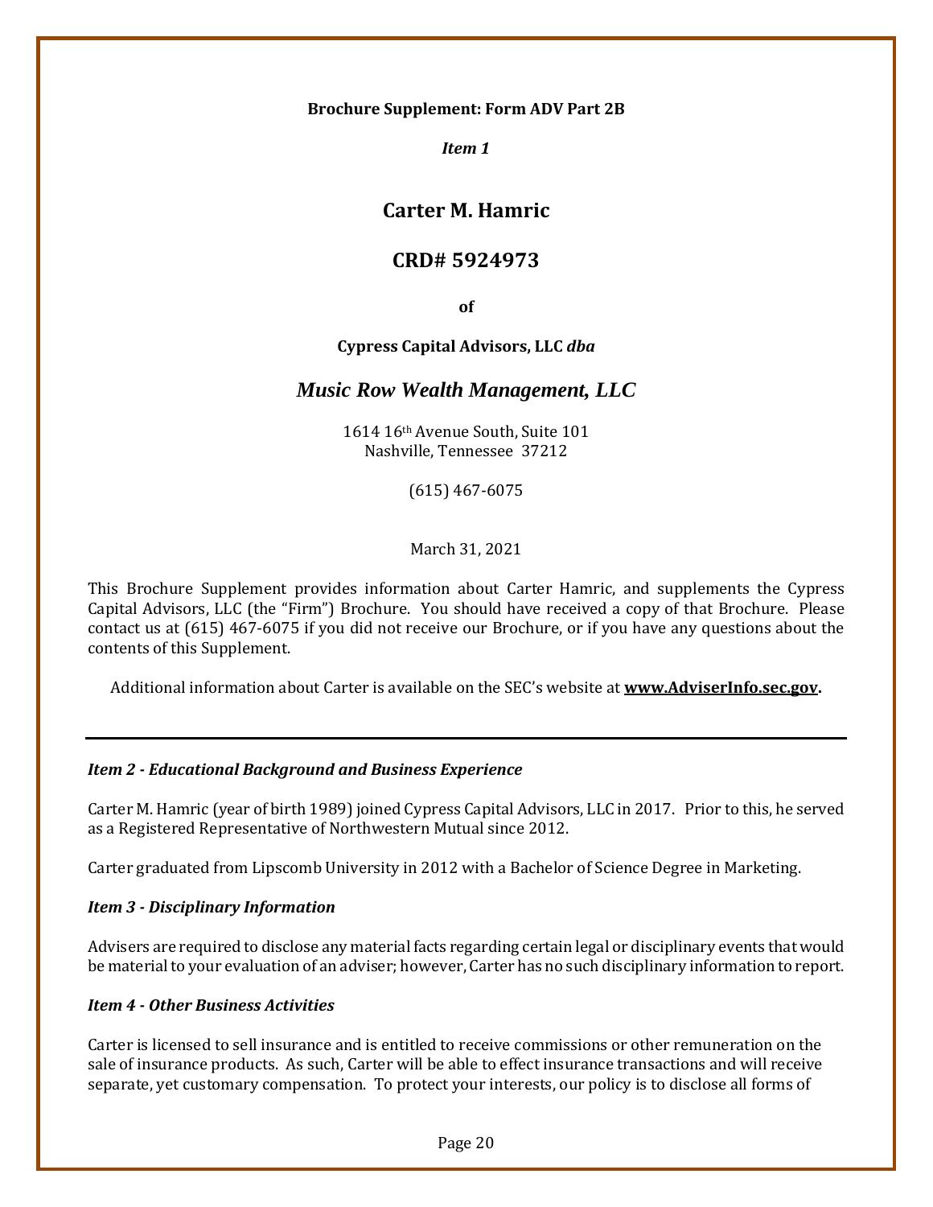**Brochure Supplement: Form ADV Part 2B**

*Item 1*

# Carter M. Hamric

## CRD# 5924973

**of**

**Cypress Capital Advisors, LLC *dba***

## *Music Row Wealth Management, LLC*

1614 16th Avenue South, Suite 101
Nashville, Tennessee 37212

(615) 467-6075

March 31, 2021

This Brochure Supplement provides information about Carter Hamric, and supplements the Cypress Capital Advisors, LLC (the "Firm") Brochure. You should have received a copy of that Brochure. Please contact us at (615) 467-6075 if you did not receive our Brochure, or if you have any questions about the contents of this Supplement.

Additional information about Carter is available on the SEC's website at **www.AdviserInfo.sec.gov**.

---

### *Item 2 - Educational Background and Business Experience*

Carter M. Hamric (year of birth 1989) joined Cypress Capital Advisors, LLC in 2017. Prior to this, he served as a Registered Representative of Northwestern Mutual since 2012.

Carter graduated from Lipscomb University in 2012 with a Bachelor of Science Degree in Marketing.

### *Item 3 - Disciplinary Information*

Advisers are required to disclose any material facts regarding certain legal or disciplinary events that would be material to your evaluation of an adviser; however, Carter has no such disciplinary information to report.

### *Item 4 - Other Business Activities*

Carter is licensed to sell insurance and is entitled to receive commissions or other remuneration on the sale of insurance products. As such, Carter will be able to effect insurance transactions and will receive separate, yet customary compensation. To protect your interests, our policy is to disclose all forms of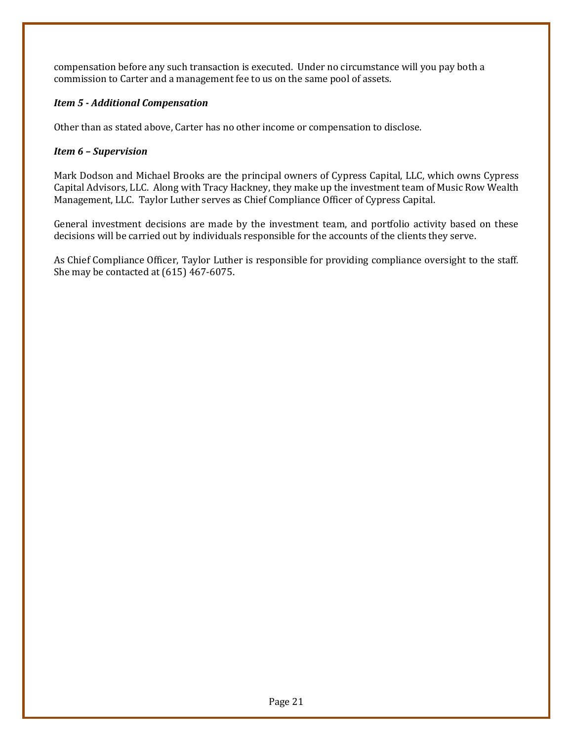compensation before any such transaction is executed. Under no circumstance will you pay both a commission to Carter and a management fee to us on the same pool of assets.

***Item 5 - Additional Compensation***

Other than as stated above, Carter has no other income or compensation to disclose.

***Item 6 – Supervision***

Mark Dodson and Michael Brooks are the principal owners of Cypress Capital, LLC, which owns Cypress Capital Advisors, LLC. Along with Tracy Hackney, they make up the investment team of Music Row Wealth Management, LLC. Taylor Luther serves as Chief Compliance Officer of Cypress Capital.

General investment decisions are made by the investment team, and portfolio activity based on these decisions will be carried out by individuals responsible for the accounts of the clients they serve.

As Chief Compliance Officer, Taylor Luther is responsible for providing compliance oversight to the staff. She may be contacted at (615) 467-6075.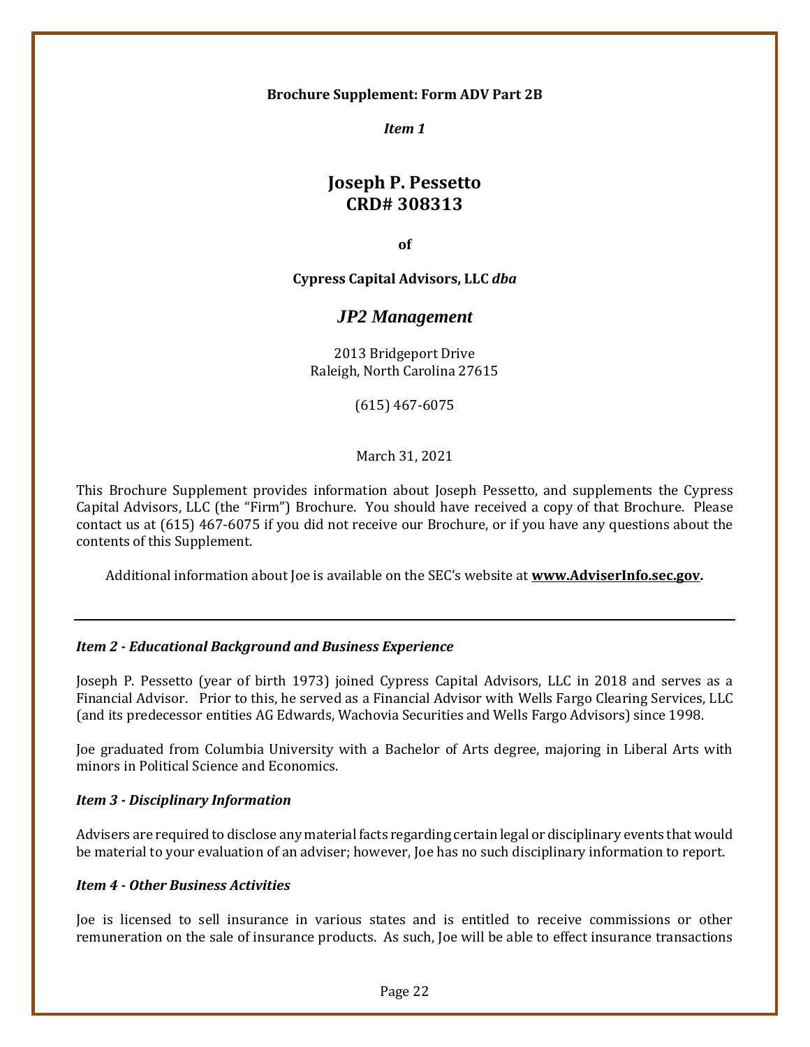**Brochure Supplement: Form ADV Part 2B**

***Item 1***

# Joseph P. Pessetto
# CRD# 308313

**of**

**Cypress Capital Advisors, LLC *dba***

## *JP2 Management*

2013 Bridgeport Drive
Raleigh, North Carolina 27615

(615) 467-6075

March 31, 2021

This Brochure Supplement provides information about Joseph Pessetto, and supplements the Cypress Capital Advisors, LLC (the "Firm") Brochure. You should have received a copy of that Brochure. Please contact us at (615) 467-6075 if you did not receive our Brochure, or if you have any questions about the contents of this Supplement.

Additional information about Joe is available on the SEC's website at **www.AdviserInfo.sec.gov.**

---

### *Item 2 - Educational Background and Business Experience*

Joseph P. Pessetto (year of birth 1973) joined Cypress Capital Advisors, LLC in 2018 and serves as a Financial Advisor. Prior to this, he served as a Financial Advisor with Wells Fargo Clearing Services, LLC (and its predecessor entities AG Edwards, Wachovia Securities and Wells Fargo Advisors) since 1998.

Joe graduated from Columbia University with a Bachelor of Arts degree, majoring in Liberal Arts with minors in Political Science and Economics.

### *Item 3 - Disciplinary Information*

Advisers are required to disclose any material facts regarding certain legal or disciplinary events that would be material to your evaluation of an adviser; however, Joe has no such disciplinary information to report.

### *Item 4 - Other Business Activities*

Joe is licensed to sell insurance in various states and is entitled to receive commissions or other remuneration on the sale of insurance products. As such, Joe will be able to effect insurance transactions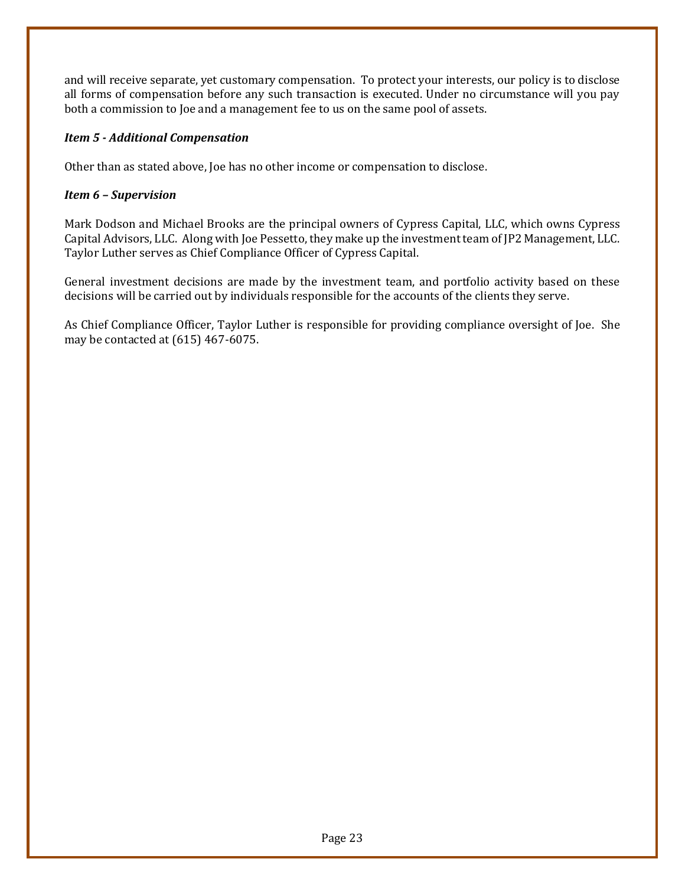and will receive separate, yet customary compensation. To protect your interests, our policy is to disclose all forms of compensation before any such transaction is executed. Under no circumstance will you pay both a commission to Joe and a management fee to us on the same pool of assets.

***Item 5 - Additional Compensation***

Other than as stated above, Joe has no other income or compensation to disclose.

***Item 6 – Supervision***

Mark Dodson and Michael Brooks are the principal owners of Cypress Capital, LLC, which owns Cypress Capital Advisors, LLC. Along with Joe Pessetto, they make up the investment team of JP2 Management, LLC. Taylor Luther serves as Chief Compliance Officer of Cypress Capital.

General investment decisions are made by the investment team, and portfolio activity based on these decisions will be carried out by individuals responsible for the accounts of the clients they serve.

As Chief Compliance Officer, Taylor Luther is responsible for providing compliance oversight of Joe. She may be contacted at (615) 467-6075.